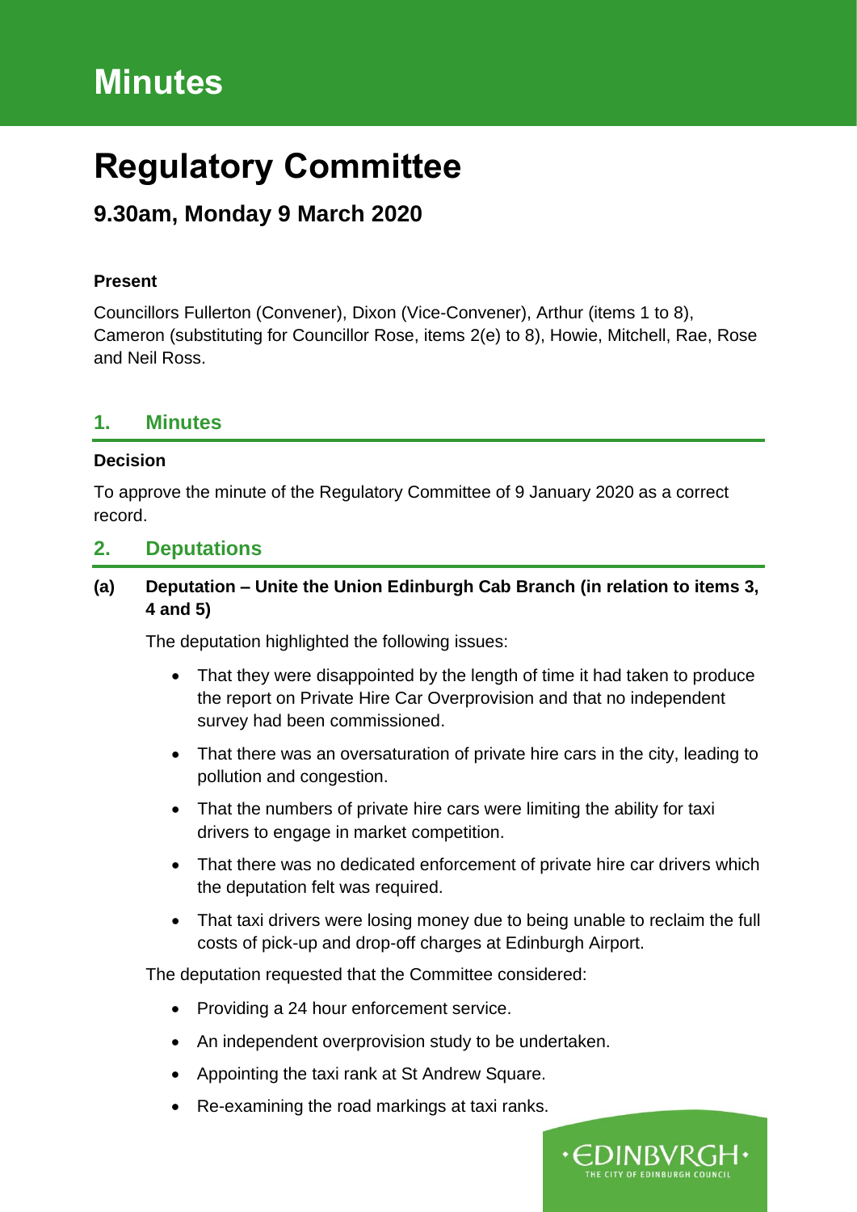# Minutes

# Regulatory Committee

## 9.30am, Monday 9 March 2020

**Present**

Councillors Fullerton (Convener), Dixon (Vice-Convener), Arthur (items 1 to 8), Cameron (substituting for Councillor Rose, items 2(e) to 8), Howie, Mitchell, Rae, Rose and Neil Ross.

## 1. Minutes

**Decision**

To approve the minute of the Regulatory Committee of 9 January 2020 as a correct record.

## 2. Deputations

**(a) Deputation – Unite the Union Edinburgh Cab Branch (in relation to items 3, 4 and 5)**

The deputation highlighted the following issues:

- That they were disappointed by the length of time it had taken to produce the report on Private Hire Car Overprovision and that no independent survey had been commissioned.
- That there was an oversaturation of private hire cars in the city, leading to pollution and congestion.
- That the numbers of private hire cars were limiting the ability for taxi drivers to engage in market competition.
- That there was no dedicated enforcement of private hire car drivers which the deputation felt was required.
- That taxi drivers were losing money due to being unable to reclaim the full costs of pick-up and drop-off charges at Edinburgh Airport.

The deputation requested that the Committee considered:

- Providing a 24 hour enforcement service.
- An independent overprovision study to be undertaken.
- Appointing the taxi rank at St Andrew Square.
- Re-examining the road markings at taxi ranks.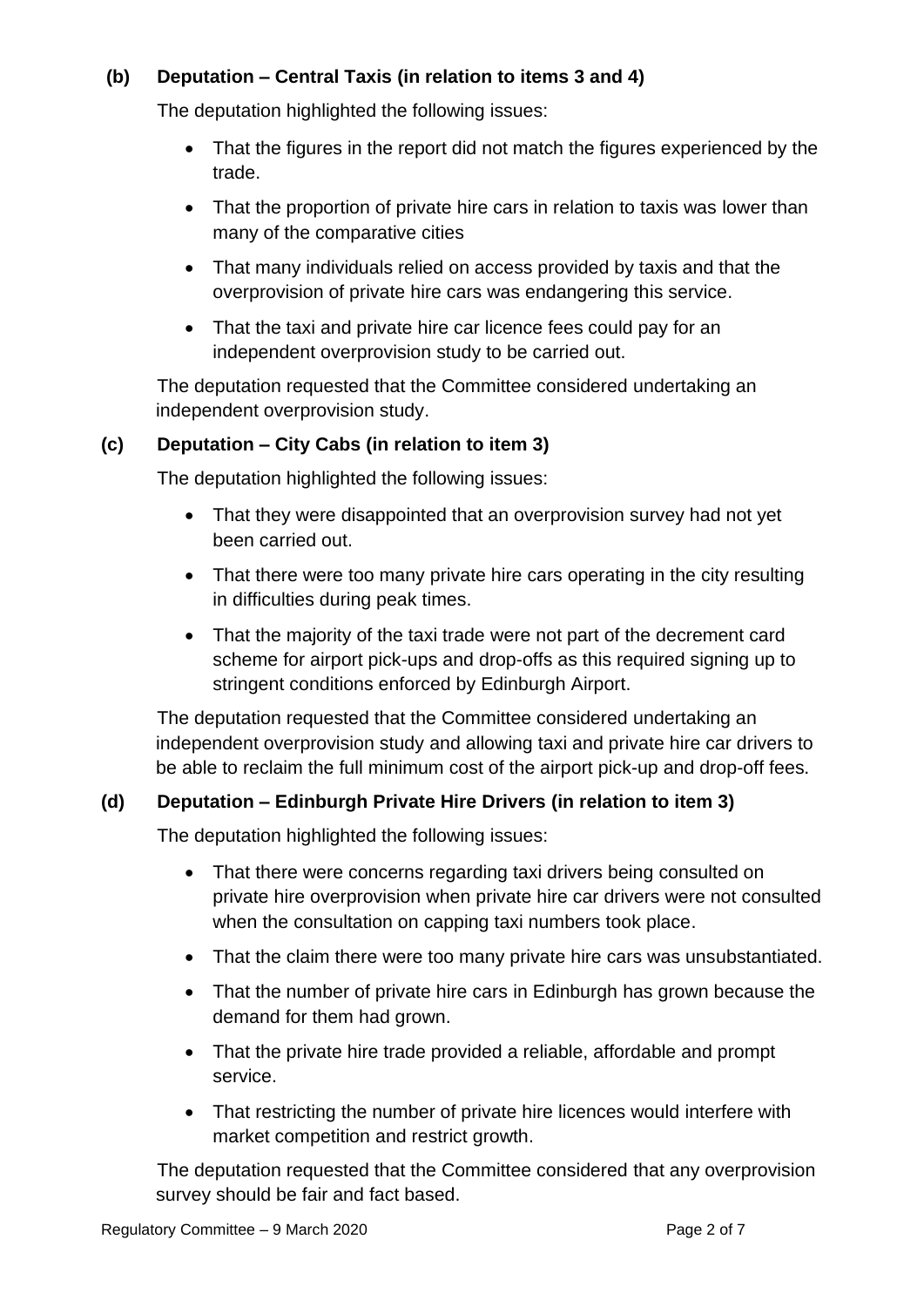**(b) Deputation – Central Taxis (in relation to items 3 and 4)**

The deputation highlighted the following issues:

- That the figures in the report did not match the figures experienced by the trade.
- That the proportion of private hire cars in relation to taxis was lower than many of the comparative cities
- That many individuals relied on access provided by taxis and that the overprovision of private hire cars was endangering this service.
- That the taxi and private hire car licence fees could pay for an independent overprovision study to be carried out.

The deputation requested that the Committee considered undertaking an independent overprovision study.

**(c) Deputation – City Cabs (in relation to item 3)**

The deputation highlighted the following issues:

- That they were disappointed that an overprovision survey had not yet been carried out.
- That there were too many private hire cars operating in the city resulting in difficulties during peak times.
- That the majority of the taxi trade were not part of the decrement card scheme for airport pick-ups and drop-offs as this required signing up to stringent conditions enforced by Edinburgh Airport.

The deputation requested that the Committee considered undertaking an independent overprovision study and allowing taxi and private hire car drivers to be able to reclaim the full minimum cost of the airport pick-up and drop-off fees.

**(d) Deputation – Edinburgh Private Hire Drivers (in relation to item 3)**

The deputation highlighted the following issues:

- That there were concerns regarding taxi drivers being consulted on private hire overprovision when private hire car drivers were not consulted when the consultation on capping taxi numbers took place.
- That the claim there were too many private hire cars was unsubstantiated.
- That the number of private hire cars in Edinburgh has grown because the demand for them had grown.
- That the private hire trade provided a reliable, affordable and prompt service.
- That restricting the number of private hire licences would interfere with market competition and restrict growth.

The deputation requested that the Committee considered that any overprovision survey should be fair and fact based.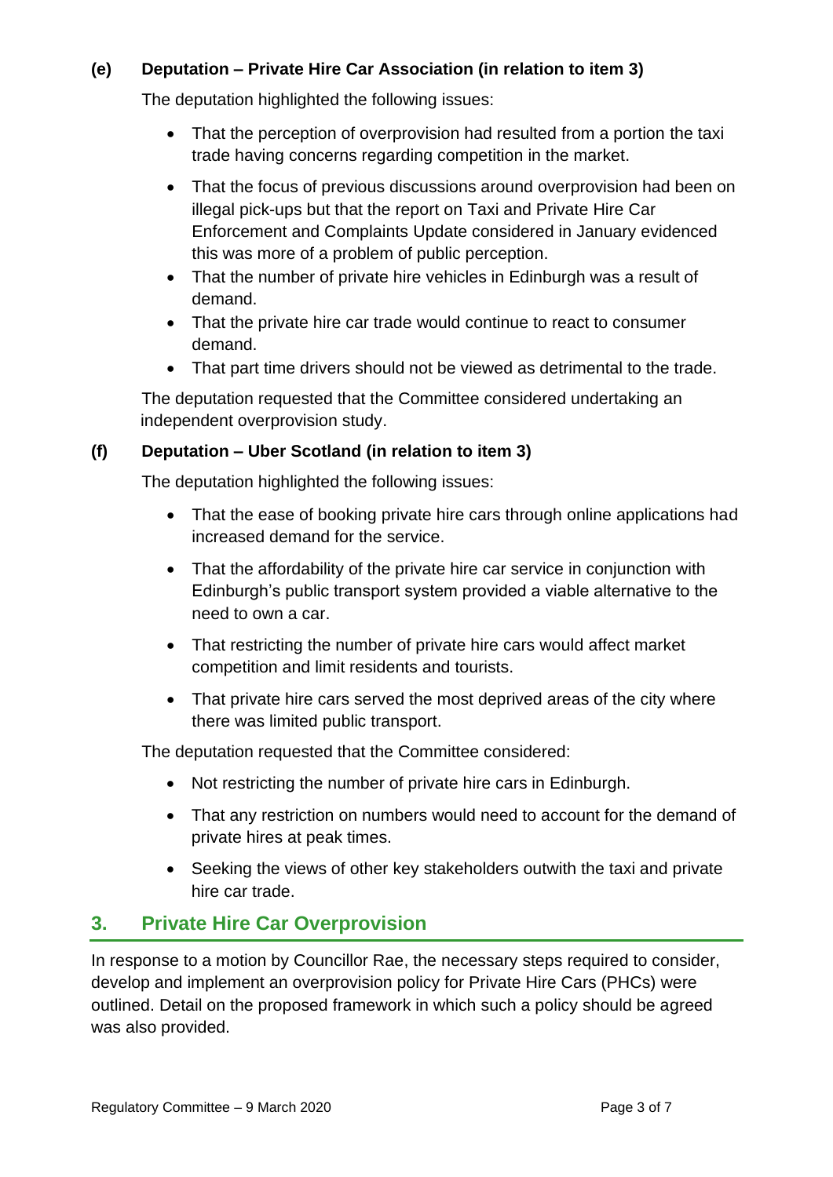**(e) Deputation – Private Hire Car Association (in relation to item 3)**

The deputation highlighted the following issues:

- That the perception of overprovision had resulted from a portion the taxi trade having concerns regarding competition in the market.
- That the focus of previous discussions around overprovision had been on illegal pick-ups but that the report on Taxi and Private Hire Car Enforcement and Complaints Update considered in January evidenced this was more of a problem of public perception.
- That the number of private hire vehicles in Edinburgh was a result of demand.
- That the private hire car trade would continue to react to consumer demand.
- That part time drivers should not be viewed as detrimental to the trade.

The deputation requested that the Committee considered undertaking an independent overprovision study.

**(f) Deputation – Uber Scotland (in relation to item 3)**

The deputation highlighted the following issues:

- That the ease of booking private hire cars through online applications had increased demand for the service.
- That the affordability of the private hire car service in conjunction with Edinburgh's public transport system provided a viable alternative to the need to own a car.
- That restricting the number of private hire cars would affect market competition and limit residents and tourists.
- That private hire cars served the most deprived areas of the city where there was limited public transport.

The deputation requested that the Committee considered:

- Not restricting the number of private hire cars in Edinburgh.
- That any restriction on numbers would need to account for the demand of private hires at peak times.
- Seeking the views of other key stakeholders outwith the taxi and private hire car trade.

## 3. Private Hire Car Overprovision

In response to a motion by Councillor Rae, the necessary steps required to consider, develop and implement an overprovision policy for Private Hire Cars (PHCs) were outlined. Detail on the proposed framework in which such a policy should be agreed was also provided.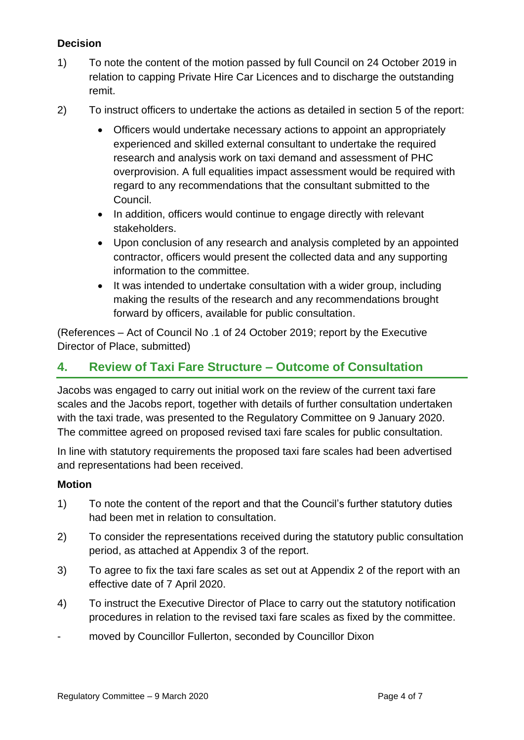### Decision

1) To note the content of the motion passed by full Council on 24 October 2019 in relation to capping Private Hire Car Licences and to discharge the outstanding remit.

2) To instruct officers to undertake the actions as detailed in section 5 of the report:

   - Officers would undertake necessary actions to appoint an appropriately experienced and skilled external consultant to undertake the required research and analysis work on taxi demand and assessment of PHC overprovision. A full equalities impact assessment would be required with regard to any recommendations that the consultant submitted to the Council.
   - In addition, officers would continue to engage directly with relevant stakeholders.
   - Upon conclusion of any research and analysis completed by an appointed contractor, officers would present the collected data and any supporting information to the committee.
   - It was intended to undertake consultation with a wider group, including making the results of the research and any recommendations brought forward by officers, available for public consultation.

(References – Act of Council No .1 of 24 October 2019; report by the Executive Director of Place, submitted)

## 4. Review of Taxi Fare Structure – Outcome of Consultation

Jacobs was engaged to carry out initial work on the review of the current taxi fare scales and the Jacobs report, together with details of further consultation undertaken with the taxi trade, was presented to the Regulatory Committee on 9 January 2020. The committee agreed on proposed revised taxi fare scales for public consultation.

In line with statutory requirements the proposed taxi fare scales had been advertised and representations had been received.

### Motion

1) To note the content of the report and that the Council's further statutory duties had been met in relation to consultation.

2) To consider the representations received during the statutory public consultation period, as attached at Appendix 3 of the report.

3) To agree to fix the taxi fare scales as set out at Appendix 2 of the report with an effective date of 7 April 2020.

4) To instruct the Executive Director of Place to carry out the statutory notification procedures in relation to the revised taxi fare scales as fixed by the committee.

\- moved by Councillor Fullerton, seconded by Councillor Dixon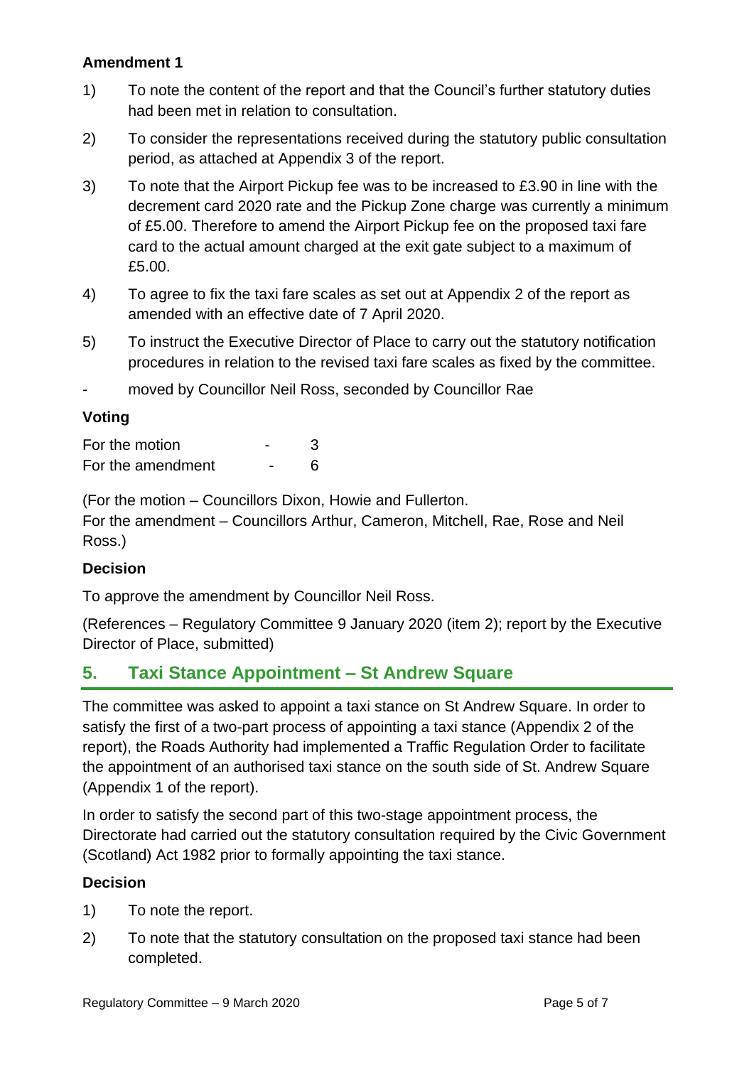**Amendment 1**

1) To note the content of the report and that the Council's further statutory duties had been met in relation to consultation.

2) To consider the representations received during the statutory public consultation period, as attached at Appendix 3 of the report.

3) To note that the Airport Pickup fee was to be increased to £3.90 in line with the decrement card 2020 rate and the Pickup Zone charge was currently a minimum of £5.00. Therefore to amend the Airport Pickup fee on the proposed taxi fare card to the actual amount charged at the exit gate subject to a maximum of £5.00.

4) To agree to fix the taxi fare scales as set out at Appendix 2 of the report as amended with an effective date of 7 April 2020.

5) To instruct the Executive Director of Place to carry out the statutory notification procedures in relation to the revised taxi fare scales as fixed by the committee.

- moved by Councillor Neil Ross, seconded by Councillor Rae

**Voting**

For the motion - 3
For the amendment - 6

(For the motion – Councillors Dixon, Howie and Fullerton.
For the amendment – Councillors Arthur, Cameron, Mitchell, Rae, Rose and Neil Ross.)

**Decision**

To approve the amendment by Councillor Neil Ross.

(References – Regulatory Committee 9 January 2020 (item 2); report by the Executive Director of Place, submitted)

## 5. Taxi Stance Appointment – St Andrew Square

The committee was asked to appoint a taxi stance on St Andrew Square. In order to satisfy the first of a two-part process of appointing a taxi stance (Appendix 2 of the report), the Roads Authority had implemented a Traffic Regulation Order to facilitate the appointment of an authorised taxi stance on the south side of St. Andrew Square (Appendix 1 of the report).

In order to satisfy the second part of this two-stage appointment process, the Directorate had carried out the statutory consultation required by the Civic Government (Scotland) Act 1982 prior to formally appointing the taxi stance.

**Decision**

1) To note the report.

2) To note that the statutory consultation on the proposed taxi stance had been completed.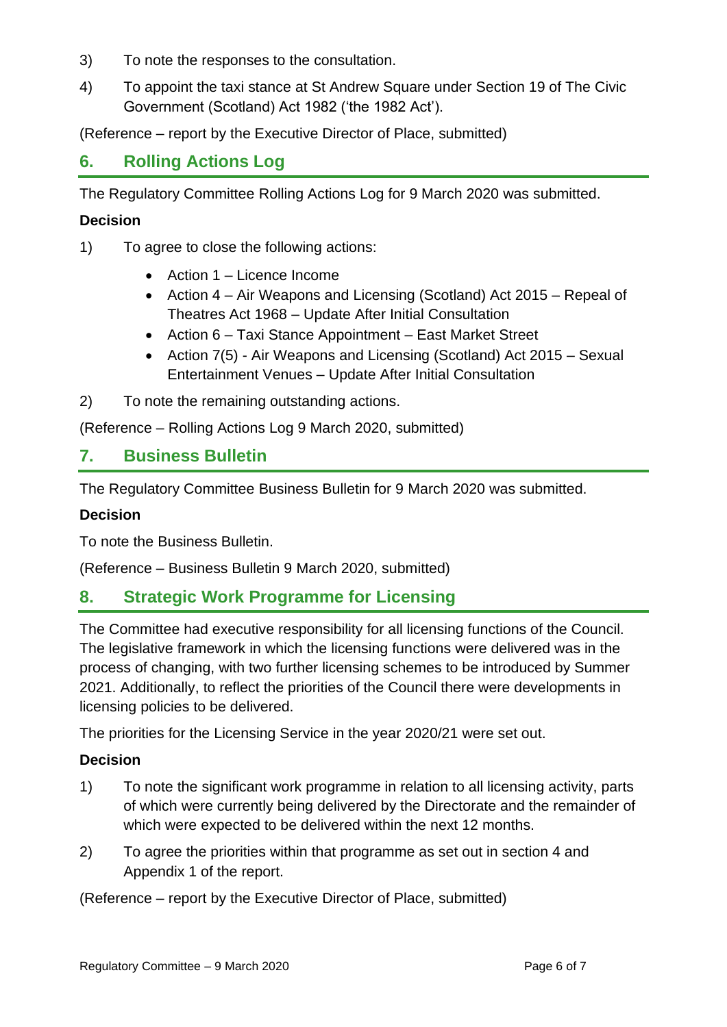3) To note the responses to the consultation.

4) To appoint the taxi stance at St Andrew Square under Section 19 of The Civic Government (Scotland) Act 1982 ('the 1982 Act').

(Reference – report by the Executive Director of Place, submitted)

## 6. Rolling Actions Log

The Regulatory Committee Rolling Actions Log for 9 March 2020 was submitted.

**Decision**

1) To agree to close the following actions:

   - Action 1 – Licence Income
   - Action 4 – Air Weapons and Licensing (Scotland) Act 2015 – Repeal of Theatres Act 1968 – Update After Initial Consultation
   - Action 6 – Taxi Stance Appointment – East Market Street
   - Action 7(5) - Air Weapons and Licensing (Scotland) Act 2015 – Sexual Entertainment Venues – Update After Initial Consultation

2) To note the remaining outstanding actions.

(Reference – Rolling Actions Log 9 March 2020, submitted)

## 7. Business Bulletin

The Regulatory Committee Business Bulletin for 9 March 2020 was submitted.

**Decision**

To note the Business Bulletin.

(Reference – Business Bulletin 9 March 2020, submitted)

## 8. Strategic Work Programme for Licensing

The Committee had executive responsibility for all licensing functions of the Council. The legislative framework in which the licensing functions were delivered was in the process of changing, with two further licensing schemes to be introduced by Summer 2021. Additionally, to reflect the priorities of the Council there were developments in licensing policies to be delivered.

The priorities for the Licensing Service in the year 2020/21 were set out.

**Decision**

1) To note the significant work programme in relation to all licensing activity, parts of which were currently being delivered by the Directorate and the remainder of which were expected to be delivered within the next 12 months.

2) To agree the priorities within that programme as set out in section 4 and Appendix 1 of the report.

(Reference – report by the Executive Director of Place, submitted)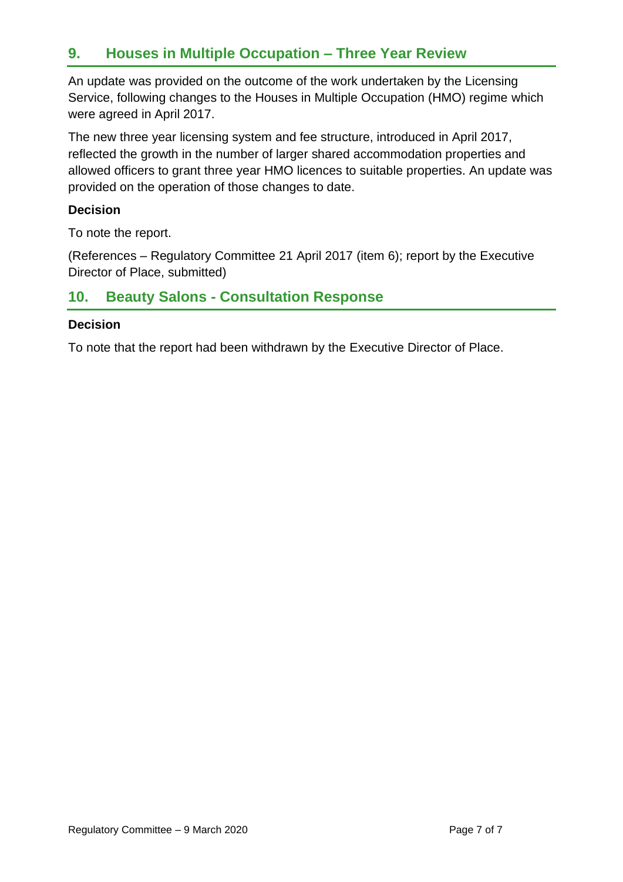## 9. Houses in Multiple Occupation – Three Year Review

An update was provided on the outcome of the work undertaken by the Licensing Service, following changes to the Houses in Multiple Occupation (HMO) regime which were agreed in April 2017.

The new three year licensing system and fee structure, introduced in April 2017, reflected the growth in the number of larger shared accommodation properties and allowed officers to grant three year HMO licences to suitable properties. An update was provided on the operation of those changes to date.

**Decision**

To note the report.

(References – Regulatory Committee 21 April 2017 (item 6); report by the Executive Director of Place, submitted)

## 10. Beauty Salons - Consultation Response

**Decision**

To note that the report had been withdrawn by the Executive Director of Place.